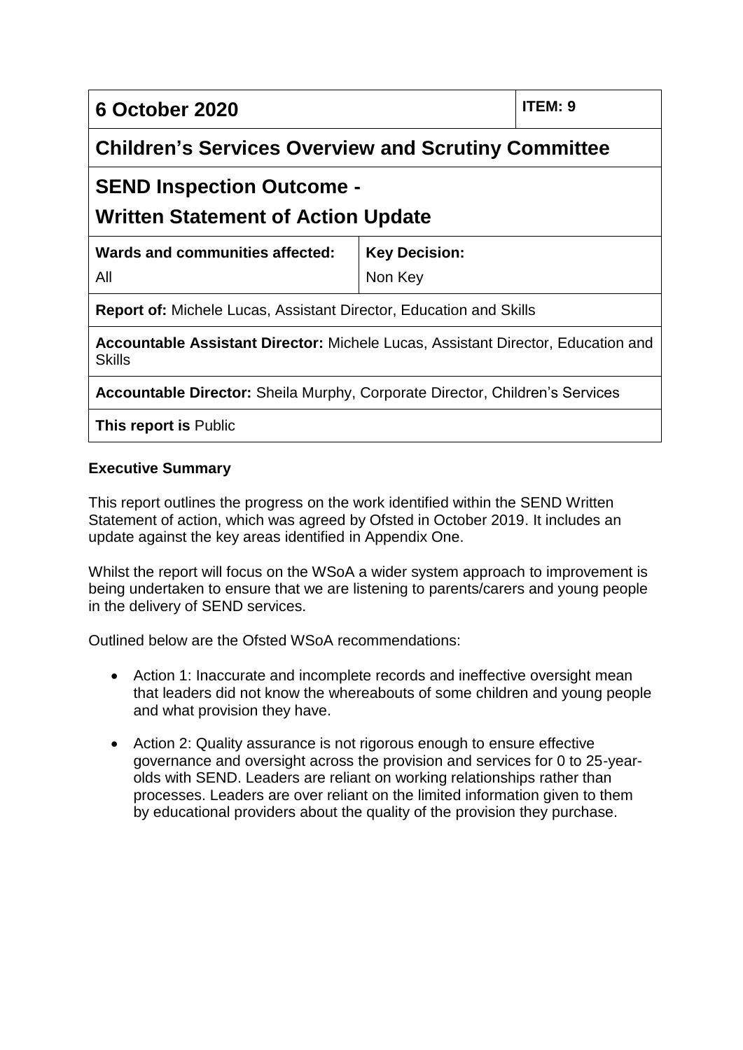| 6 October 2020 | | ITEM: 9 |
|---|---|---|
| **Children's Services Overview and Scrutiny Committee** | | |
| **SEND Inspection Outcome - Written Statement of Action Update** | | |
| **Wards and communities affected:** All | **Key Decision:** Non Key | |
| **Report of:** Michele Lucas, Assistant Director, Education and Skills | | |
| **Accountable Assistant Director:** Michele Lucas, Assistant Director, Education and Skills | | |
| **Accountable Director:** Sheila Murphy, Corporate Director, Children's Services | | |
| **This report is** Public | | |

**Executive Summary**

This report outlines the progress on the work identified within the SEND Written Statement of action, which was agreed by Ofsted in October 2019. It includes an update against the key areas identified in Appendix One.

Whilst the report will focus on the WSoA a wider system approach to improvement is being undertaken to ensure that we are listening to parents/carers and young people in the delivery of SEND services.

Outlined below are the Ofsted WSoA recommendations:

- Action 1: Inaccurate and incomplete records and ineffective oversight mean that leaders did not know the whereabouts of some children and young people and what provision they have.
- Action 2: Quality assurance is not rigorous enough to ensure effective governance and oversight across the provision and services for 0 to 25-year-olds with SEND. Leaders are reliant on working relationships rather than processes. Leaders are over reliant on the limited information given to them by educational providers about the quality of the provision they purchase.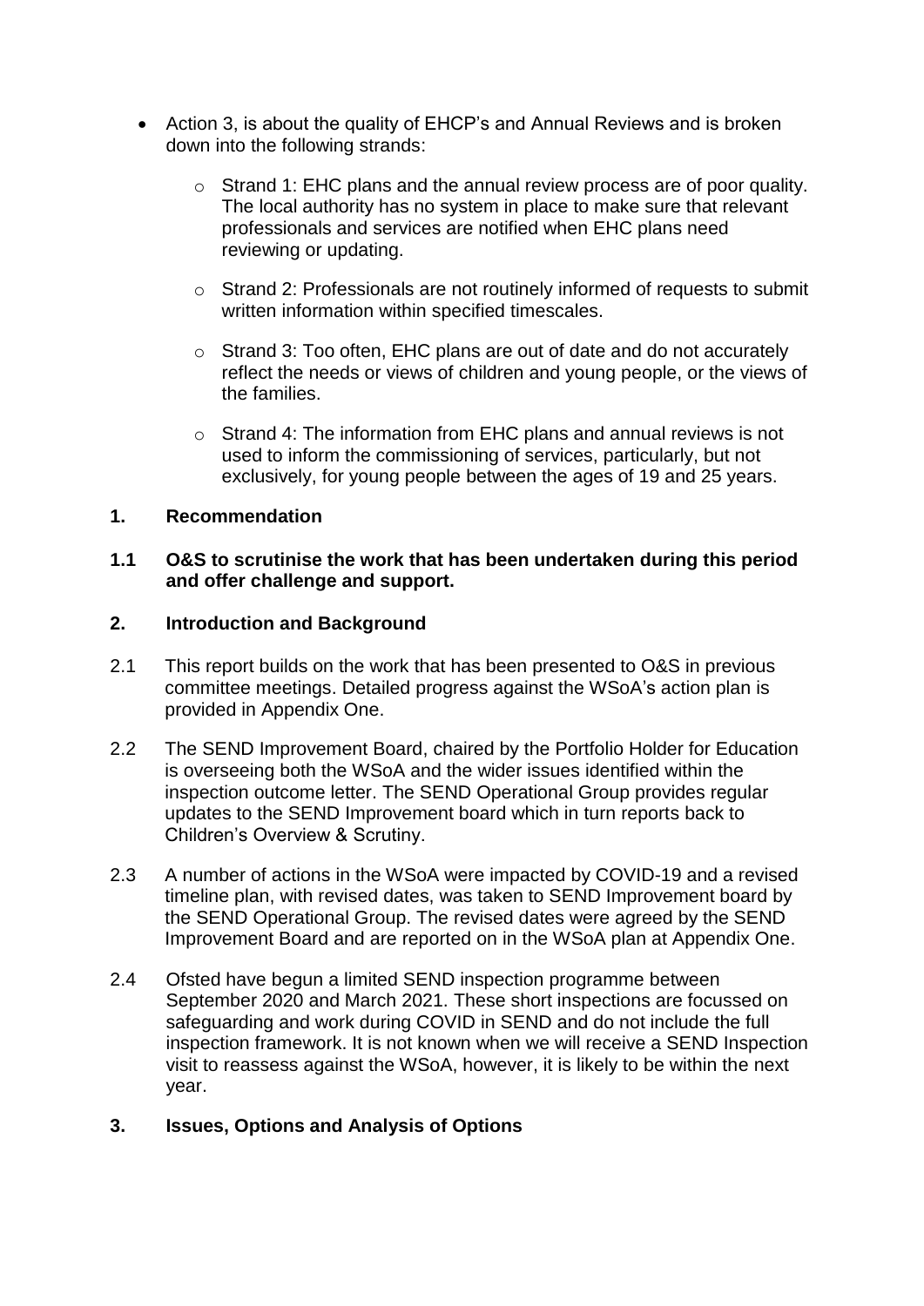- Action 3, is about the quality of EHCP's and Annual Reviews and is broken down into the following strands:
  - Strand 1: EHC plans and the annual review process are of poor quality. The local authority has no system in place to make sure that relevant professionals and services are notified when EHC plans need reviewing or updating.
  - Strand 2: Professionals are not routinely informed of requests to submit written information within specified timescales.
  - Strand 3: Too often, EHC plans are out of date and do not accurately reflect the needs or views of children and young people, or the views of the families.
  - Strand 4: The information from EHC plans and annual reviews is not used to inform the commissioning of services, particularly, but not exclusively, for young people between the ages of 19 and 25 years.

## 1. Recommendation

**1.1 O&S to scrutinise the work that has been undertaken during this period and offer challenge and support.**

## 2. Introduction and Background

2.1 This report builds on the work that has been presented to O&S in previous committee meetings. Detailed progress against the WSoA's action plan is provided in Appendix One.

2.2 The SEND Improvement Board, chaired by the Portfolio Holder for Education is overseeing both the WSoA and the wider issues identified within the inspection outcome letter. The SEND Operational Group provides regular updates to the SEND Improvement board which in turn reports back to Children's Overview & Scrutiny.

2.3 A number of actions in the WSoA were impacted by COVID-19 and a revised timeline plan, with revised dates, was taken to SEND Improvement board by the SEND Operational Group. The revised dates were agreed by the SEND Improvement Board and are reported on in the WSoA plan at Appendix One.

2.4 Ofsted have begun a limited SEND inspection programme between September 2020 and March 2021. These short inspections are focussed on safeguarding and work during COVID in SEND and do not include the full inspection framework. It is not known when we will receive a SEND Inspection visit to reassess against the WSoA, however, it is likely to be within the next year.

## 3. Issues, Options and Analysis of Options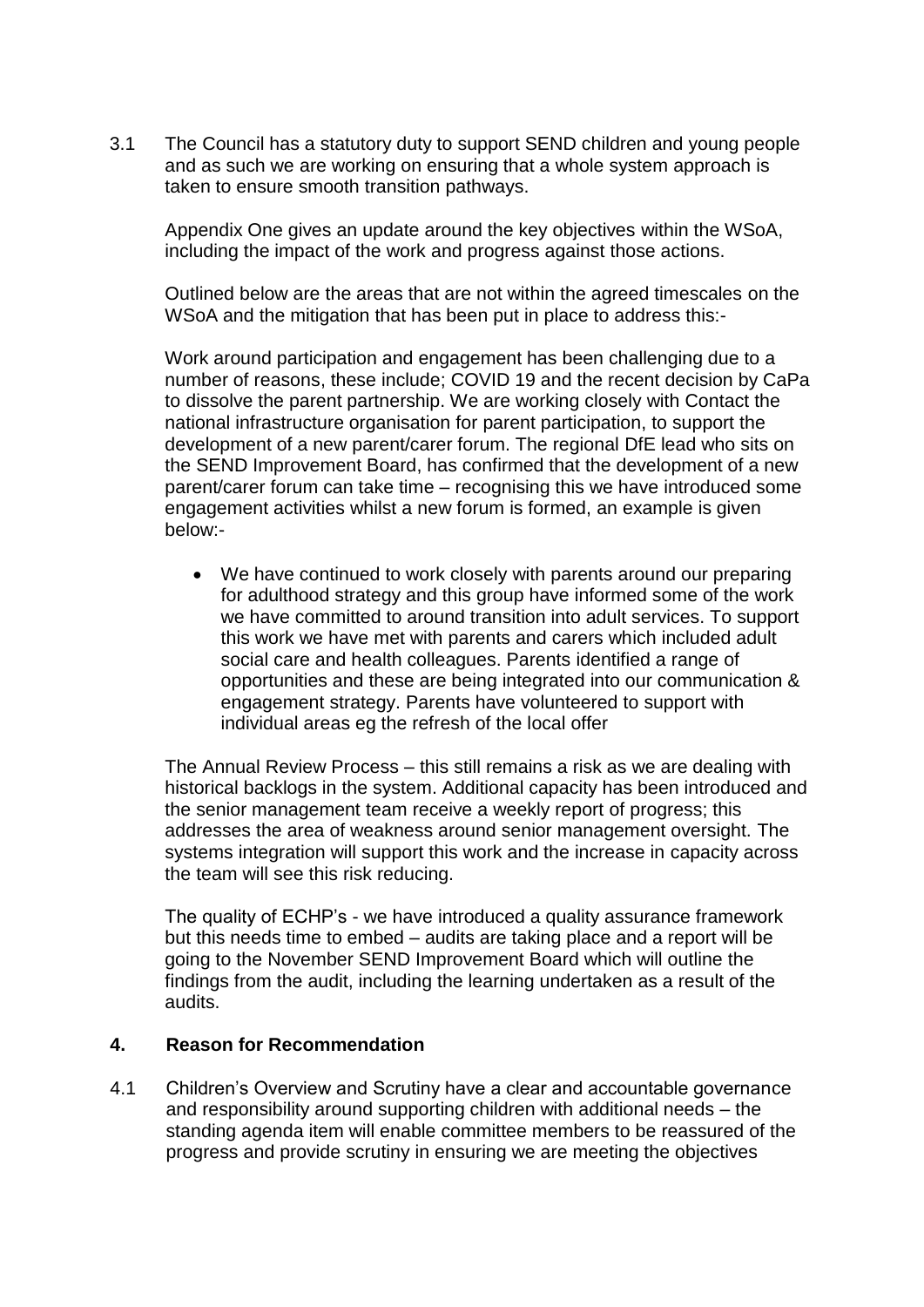3.1 The Council has a statutory duty to support SEND children and young people and as such we are working on ensuring that a whole system approach is taken to ensure smooth transition pathways.

Appendix One gives an update around the key objectives within the WSoA, including the impact of the work and progress against those actions.

Outlined below are the areas that are not within the agreed timescales on the WSoA and the mitigation that has been put in place to address this:-

Work around participation and engagement has been challenging due to a number of reasons, these include; COVID 19 and the recent decision by CaPa to dissolve the parent partnership. We are working closely with Contact the national infrastructure organisation for parent participation, to support the development of a new parent/carer forum. The regional DfE lead who sits on the SEND Improvement Board, has confirmed that the development of a new parent/carer forum can take time – recognising this we have introduced some engagement activities whilst a new forum is formed, an example is given below:-

- We have continued to work closely with parents around our preparing for adulthood strategy and this group have informed some of the work we have committed to around transition into adult services. To support this work we have met with parents and carers which included adult social care and health colleagues. Parents identified a range of opportunities and these are being integrated into our communication & engagement strategy. Parents have volunteered to support with individual areas eg the refresh of the local offer

The Annual Review Process – this still remains a risk as we are dealing with historical backlogs in the system. Additional capacity has been introduced and the senior management team receive a weekly report of progress; this addresses the area of weakness around senior management oversight. The systems integration will support this work and the increase in capacity across the team will see this risk reducing.

The quality of ECHP's - we have introduced a quality assurance framework but this needs time to embed – audits are taking place and a report will be going to the November SEND Improvement Board which will outline the findings from the audit, including the learning undertaken as a result of the audits.

## 4. Reason for Recommendation

4.1 Children's Overview and Scrutiny have a clear and accountable governance and responsibility around supporting children with additional needs – the standing agenda item will enable committee members to be reassured of the progress and provide scrutiny in ensuring we are meeting the objectives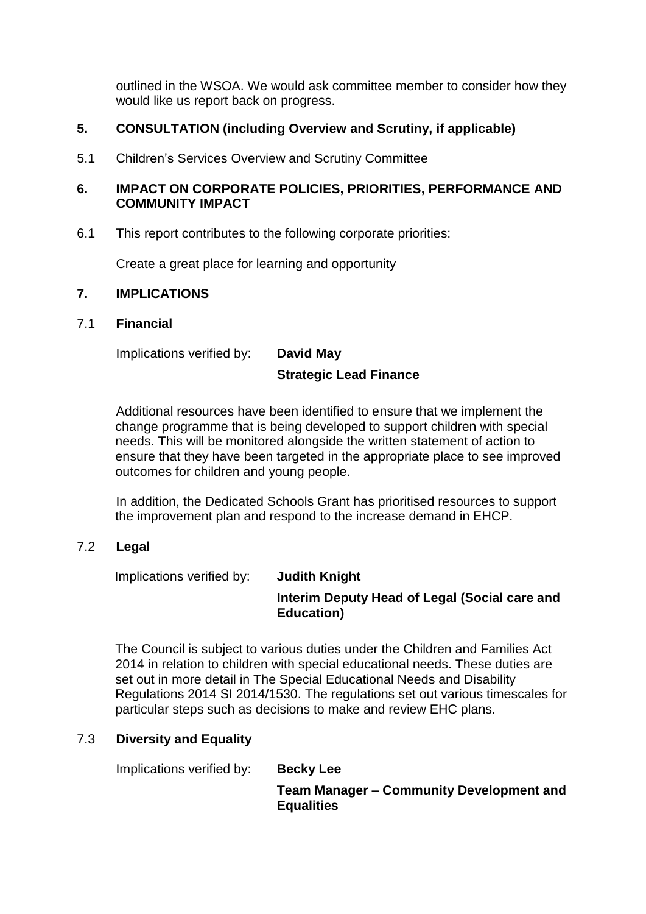outlined in the WSOA. We would ask committee member to consider how they would like us report back on progress.

## 5. CONSULTATION (including Overview and Scrutiny, if applicable)

5.1 Children's Services Overview and Scrutiny Committee

## 6. IMPACT ON CORPORATE POLICIES, PRIORITIES, PERFORMANCE AND COMMUNITY IMPACT

6.1 This report contributes to the following corporate priorities:

Create a great place for learning and opportunity

## 7. IMPLICATIONS

### 7.1 Financial

Implications verified by: **David May**

**Strategic Lead Finance**

Additional resources have been identified to ensure that we implement the change programme that is being developed to support children with special needs. This will be monitored alongside the written statement of action to ensure that they have been targeted in the appropriate place to see improved outcomes for children and young people.

In addition, the Dedicated Schools Grant has prioritised resources to support the improvement plan and respond to the increase demand in EHCP.

### 7.2 Legal

Implications verified by: **Judith Knight**

**Interim Deputy Head of Legal (Social care and Education)**

The Council is subject to various duties under the Children and Families Act 2014 in relation to children with special educational needs. These duties are set out in more detail in The Special Educational Needs and Disability Regulations 2014 SI 2014/1530. The regulations set out various timescales for particular steps such as decisions to make and review EHC plans.

### 7.3 Diversity and Equality

Implications verified by: **Becky Lee**

**Team Manager – Community Development and Equalities**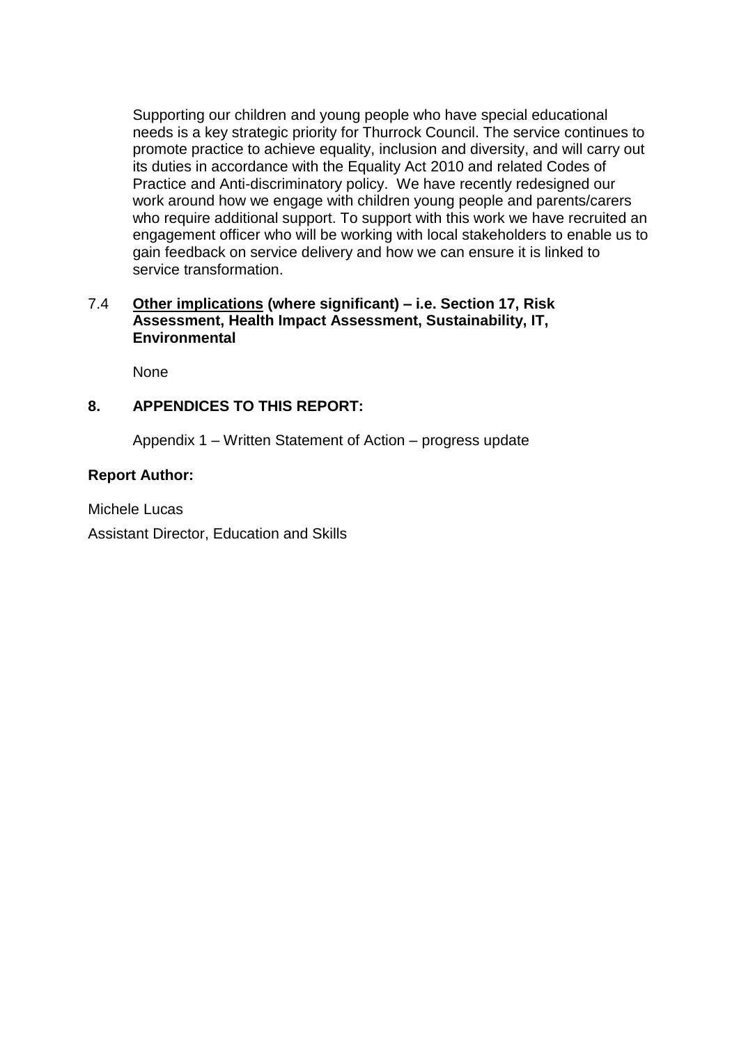Supporting our children and young people who have special educational needs is a key strategic priority for Thurrock Council. The service continues to promote practice to achieve equality, inclusion and diversity, and will carry out its duties in accordance with the Equality Act 2010 and related Codes of Practice and Anti-discriminatory policy. We have recently redesigned our work around how we engage with children young people and parents/carers who require additional support. To support with this work we have recruited an engagement officer who will be working with local stakeholders to enable us to gain feedback on service delivery and how we can ensure it is linked to service transformation.

7.4 **Other implications (where significant) – i.e. Section 17, Risk Assessment, Health Impact Assessment, Sustainability, IT, Environmental**

None

## 8. APPENDICES TO THIS REPORT:

Appendix 1 – Written Statement of Action – progress update

**Report Author:**

Michele Lucas

Assistant Director, Education and Skills